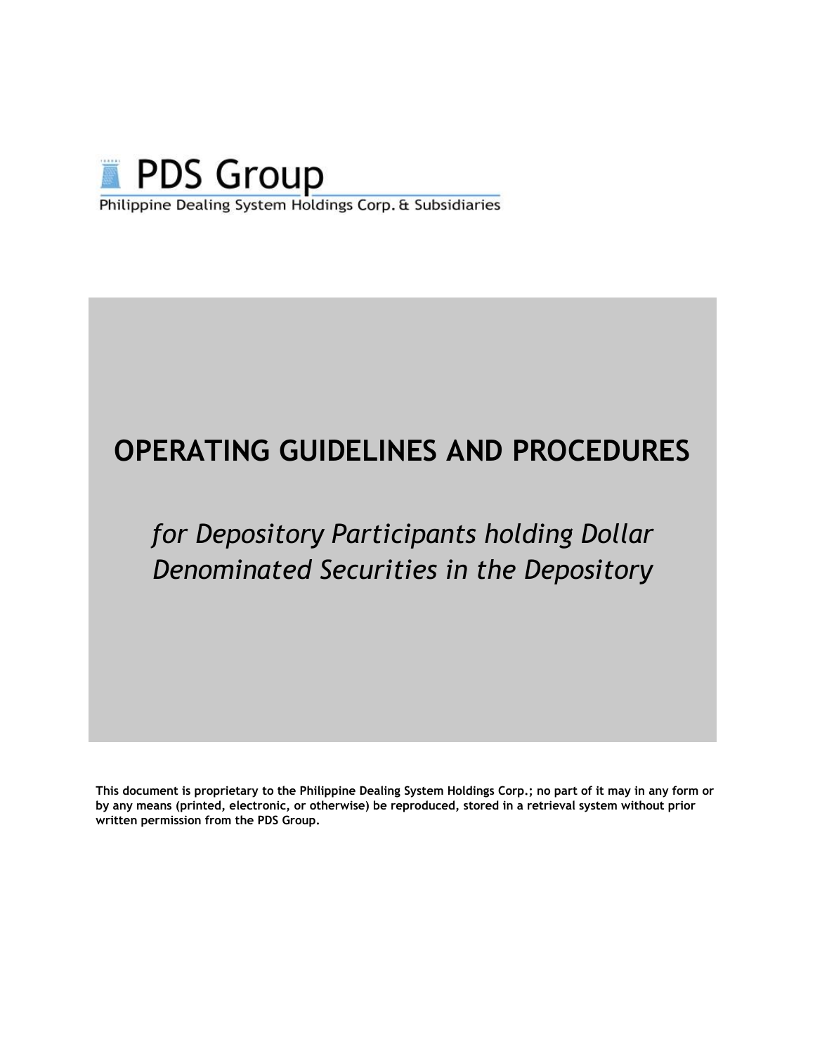PDS Group

Philippine Dealing System Holdings Corp. & Subsidiaries

# OPERATING GUIDELINES AND PROCEDURES

*for Depository Participants holding Dollar Denominated Securities in the Depository*

**This document is proprietary to the Philippine Dealing System Holdings Corp.; no part of it may in any form or by any means (printed, electronic, or otherwise) be reproduced, stored in a retrieval system without prior written permission from the PDS Group.**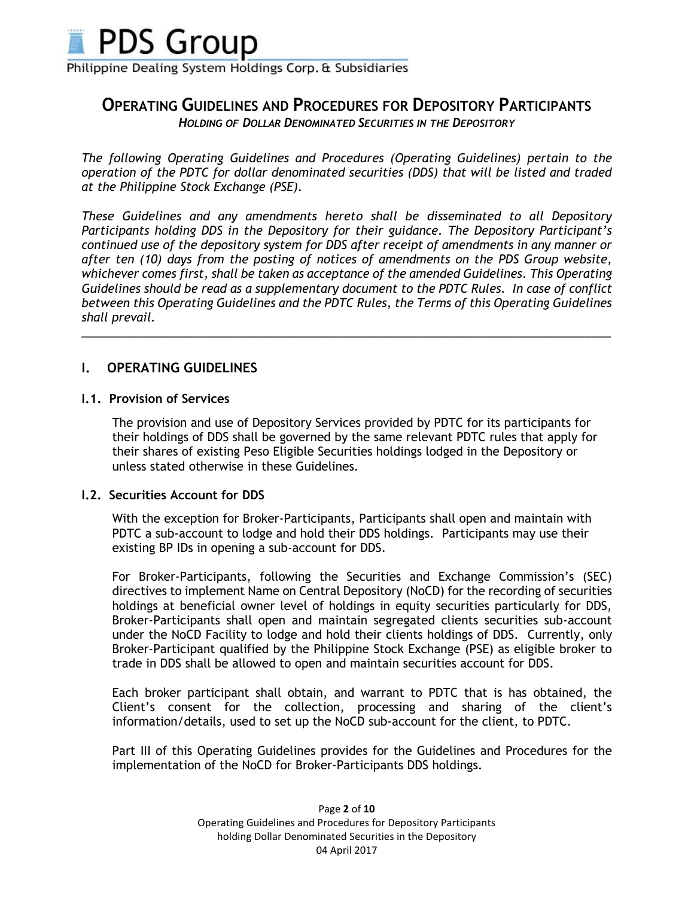# OPERATING GUIDELINES AND PROCEDURES FOR DEPOSITORY PARTICIPANTS

*HOLDING OF DOLLAR DENOMINATED SECURITIES IN THE DEPOSITORY*

*The following Operating Guidelines and Procedures (Operating Guidelines) pertain to the operation of the PDTC for dollar denominated securities (DDS) that will be listed and traded at the Philippine Stock Exchange (PSE).*

*These Guidelines and any amendments hereto shall be disseminated to all Depository Participants holding DDS in the Depository for their guidance. The Depository Participant's continued use of the depository system for DDS after receipt of amendments in any manner or after ten (10) days from the posting of notices of amendments on the PDS Group website, whichever comes first, shall be taken as acceptance of the amended Guidelines. This Operating Guidelines should be read as a supplementary document to the PDTC Rules. In case of conflict between this Operating Guidelines and the PDTC Rules, the Terms of this Operating Guidelines shall prevail.*

---

## I. OPERATING GUIDELINES

### I.1. Provision of Services

The provision and use of Depository Services provided by PDTC for its participants for their holdings of DDS shall be governed by the same relevant PDTC rules that apply for their shares of existing Peso Eligible Securities holdings lodged in the Depository or unless stated otherwise in these Guidelines.

### I.2. Securities Account for DDS

With the exception for Broker-Participants, Participants shall open and maintain with PDTC a sub-account to lodge and hold their DDS holdings. Participants may use their existing BP IDs in opening a sub-account for DDS.

For Broker-Participants, following the Securities and Exchange Commission's (SEC) directives to implement Name on Central Depository (NoCD) for the recording of securities holdings at beneficial owner level of holdings in equity securities particularly for DDS, Broker-Participants shall open and maintain segregated clients securities sub-account under the NoCD Facility to lodge and hold their clients holdings of DDS. Currently, only Broker-Participant qualified by the Philippine Stock Exchange (PSE) as eligible broker to trade in DDS shall be allowed to open and maintain securities account for DDS.

Each broker participant shall obtain, and warrant to PDTC that is has obtained, the Client's consent for the collection, processing and sharing of the client's information/details, used to set up the NoCD sub-account for the client, to PDTC.

Part III of this Operating Guidelines provides for the Guidelines and Procedures for the implementation of the NoCD for Broker-Participants DDS holdings.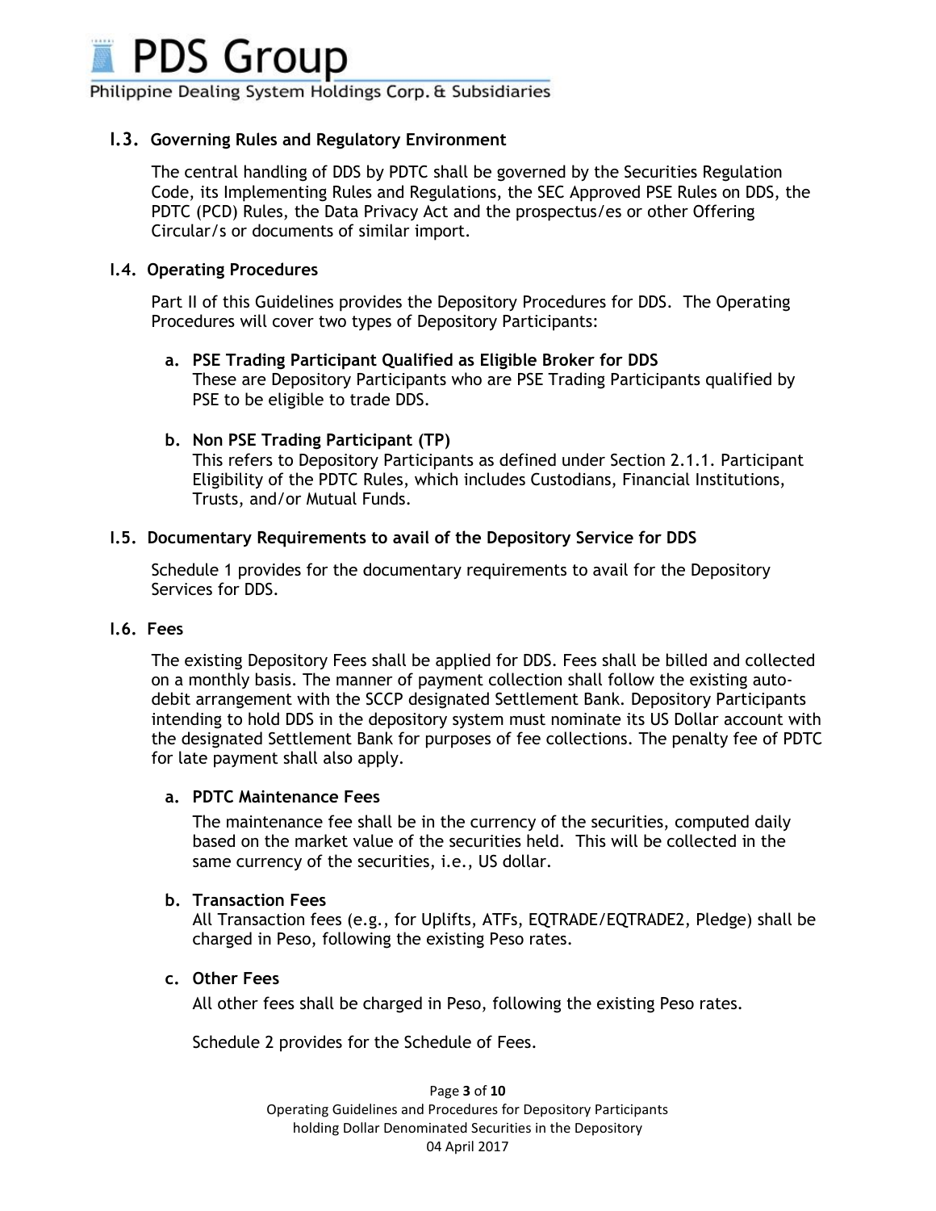### I.3. Governing Rules and Regulatory Environment

The central handling of DDS by PDTC shall be governed by the Securities Regulation Code, its Implementing Rules and Regulations, the SEC Approved PSE Rules on DDS, the PDTC (PCD) Rules, the Data Privacy Act and the prospectus/es or other Offering Circular/s or documents of similar import.

### I.4. Operating Procedures

Part II of this Guidelines provides the Depository Procedures for DDS. The Operating Procedures will cover two types of Depository Participants:

**a. PSE Trading Participant Qualified as Eligible Broker for DDS**
These are Depository Participants who are PSE Trading Participants qualified by PSE to be eligible to trade DDS.

**b. Non PSE Trading Participant (TP)**
This refers to Depository Participants as defined under Section 2.1.1. Participant Eligibility of the PDTC Rules, which includes Custodians, Financial Institutions, Trusts, and/or Mutual Funds.

### I.5. Documentary Requirements to avail of the Depository Service for DDS

Schedule 1 provides for the documentary requirements to avail for the Depository Services for DDS.

### I.6. Fees

The existing Depository Fees shall be applied for DDS. Fees shall be billed and collected on a monthly basis. The manner of payment collection shall follow the existing auto-debit arrangement with the SCCP designated Settlement Bank. Depository Participants intending to hold DDS in the depository system must nominate its US Dollar account with the designated Settlement Bank for purposes of fee collections. The penalty fee of PDTC for late payment shall also apply.

**a. PDTC Maintenance Fees**

The maintenance fee shall be in the currency of the securities, computed daily based on the market value of the securities held. This will be collected in the same currency of the securities, i.e., US dollar.

**b. Transaction Fees**
All Transaction fees (e.g., for Uplifts, ATFs, EQTRADE/EQTRADE2, Pledge) shall be charged in Peso, following the existing Peso rates.

**c. Other Fees**

All other fees shall be charged in Peso, following the existing Peso rates.

Schedule 2 provides for the Schedule of Fees.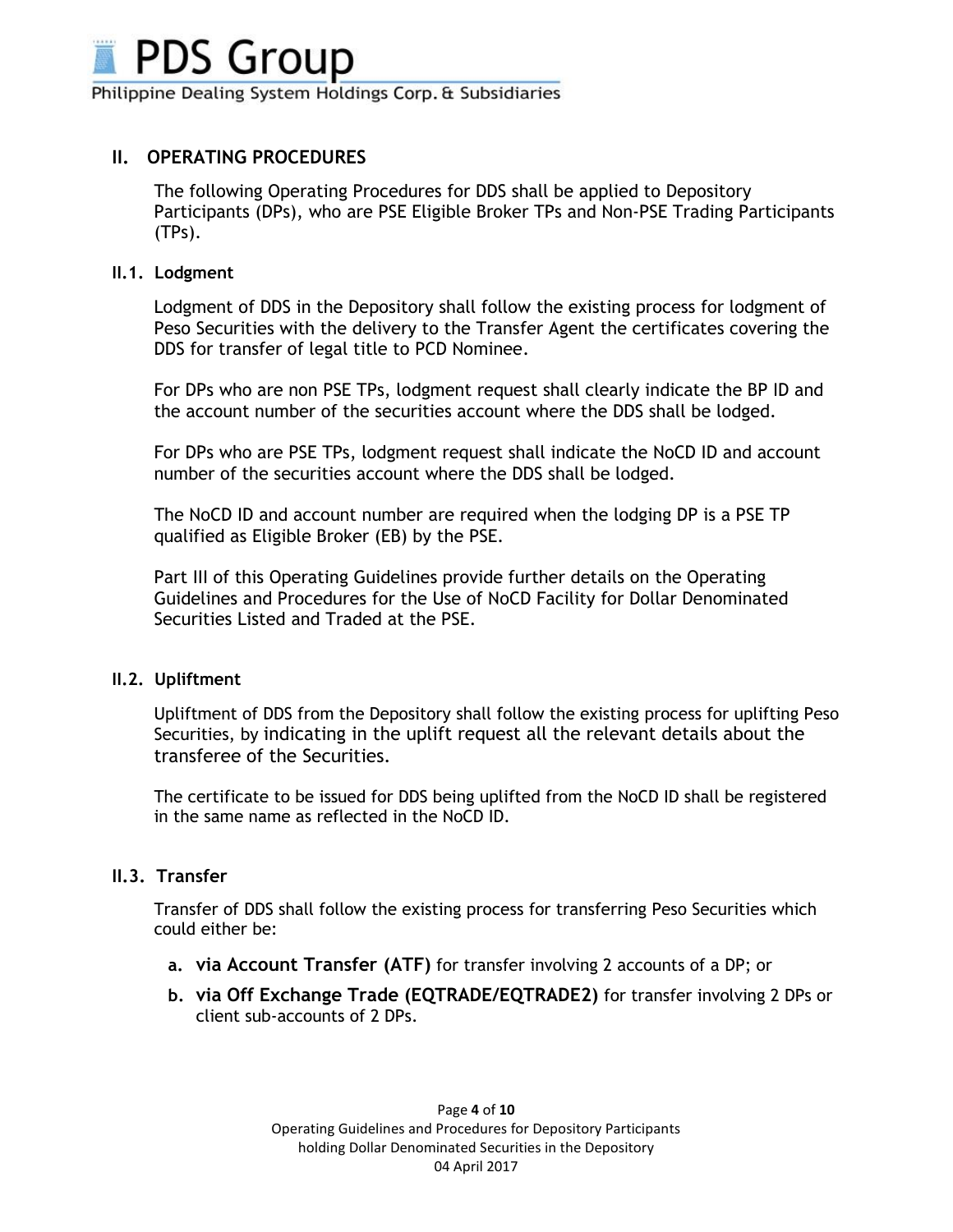## II. OPERATING PROCEDURES

The following Operating Procedures for DDS shall be applied to Depository Participants (DPs), who are PSE Eligible Broker TPs and Non-PSE Trading Participants (TPs).

### II.1. Lodgment

Lodgment of DDS in the Depository shall follow the existing process for lodgment of Peso Securities with the delivery to the Transfer Agent the certificates covering the DDS for transfer of legal title to PCD Nominee.

For DPs who are non PSE TPs, lodgment request shall clearly indicate the BP ID and the account number of the securities account where the DDS shall be lodged.

For DPs who are PSE TPs, lodgment request shall indicate the NoCD ID and account number of the securities account where the DDS shall be lodged.

The NoCD ID and account number are required when the lodging DP is a PSE TP qualified as Eligible Broker (EB) by the PSE.

Part III of this Operating Guidelines provide further details on the Operating Guidelines and Procedures for the Use of NoCD Facility for Dollar Denominated Securities Listed and Traded at the PSE.

### II.2. Upliftment

Upliftment of DDS from the Depository shall follow the existing process for uplifting Peso Securities, by indicating in the uplift request all the relevant details about the transferee of the Securities.

The certificate to be issued for DDS being uplifted from the NoCD ID shall be registered in the same name as reflected in the NoCD ID.

### II.3. Transfer

Transfer of DDS shall follow the existing process for transferring Peso Securities which could either be:

a. **via Account Transfer (ATF)** for transfer involving 2 accounts of a DP; or
b. **via Off Exchange Trade (EQTRADE/EQTRADE2)** for transfer involving 2 DPs or client sub-accounts of 2 DPs.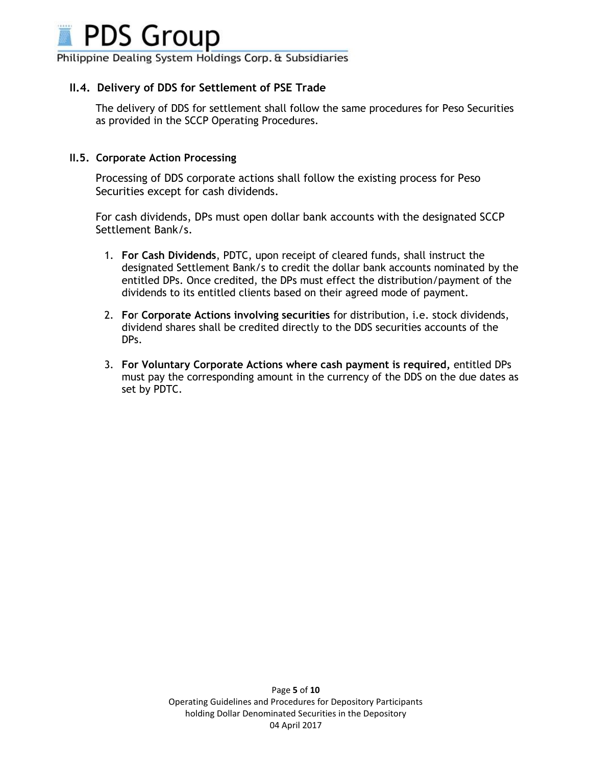### II.4. Delivery of DDS for Settlement of PSE Trade

The delivery of DDS for settlement shall follow the same procedures for Peso Securities as provided in the SCCP Operating Procedures.

### II.5. Corporate Action Processing

Processing of DDS corporate actions shall follow the existing process for Peso Securities except for cash dividends.

For cash dividends, DPs must open dollar bank accounts with the designated SCCP Settlement Bank/s.

1. **For Cash Dividends**, PDTC, upon receipt of cleared funds, shall instruct the designated Settlement Bank/s to credit the dollar bank accounts nominated by the entitled DPs. Once credited, the DPs must effect the distribution/payment of the dividends to its entitled clients based on their agreed mode of payment.
2. **For Corporate Actions involving securities** for distribution, i.e. stock dividends, dividend shares shall be credited directly to the DDS securities accounts of the DPs.
3. **For Voluntary Corporate Actions where cash payment is required,** entitled DPs must pay the corresponding amount in the currency of the DDS on the due dates as set by PDTC.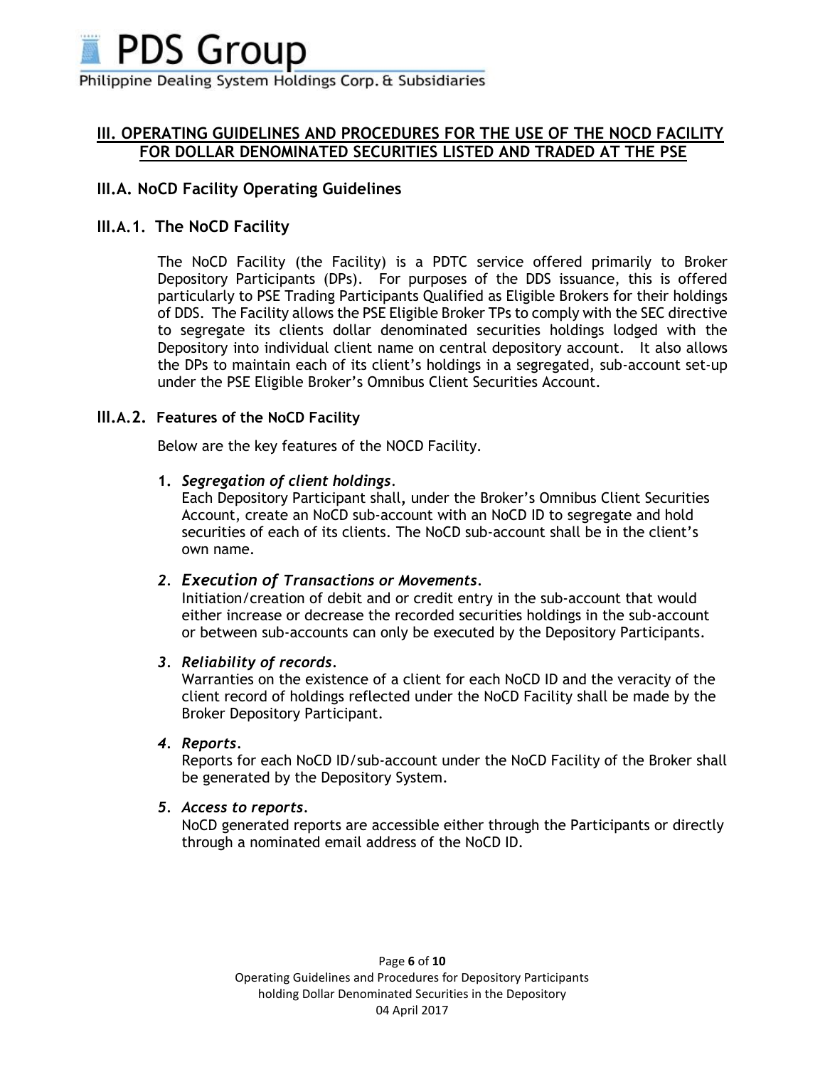## III. OPERATING GUIDELINES AND PROCEDURES FOR THE USE OF THE NOCD FACILITY FOR DOLLAR DENOMINATED SECURITIES LISTED AND TRADED AT THE PSE

### III.A. NoCD Facility Operating Guidelines

### III.A.1. The NoCD Facility

The NoCD Facility (the Facility) is a PDTC service offered primarily to Broker Depository Participants (DPs). For purposes of the DDS issuance, this is offered particularly to PSE Trading Participants Qualified as Eligible Brokers for their holdings of DDS. The Facility allows the PSE Eligible Broker TPs to comply with the SEC directive to segregate its clients dollar denominated securities holdings lodged with the Depository into individual client name on central depository account. It also allows the DPs to maintain each of its client's holdings in a segregated, sub-account set-up under the PSE Eligible Broker's Omnibus Client Securities Account.

### III.A.2. Features of the NoCD Facility

Below are the key features of the NOCD Facility.

1. ***Segregation of client holdings***.
   Each Depository Participant shall, under the Broker's Omnibus Client Securities Account, create an NoCD sub-account with an NoCD ID to segregate and hold securities of each of its clients. The NoCD sub-account shall be in the client's own name.

2. ***Execution of Transactions or Movements***.
   Initiation/creation of debit and or credit entry in the sub-account that would either increase or decrease the recorded securities holdings in the sub-account or between sub-accounts can only be executed by the Depository Participants.

3. ***Reliability of records***.
   Warranties on the existence of a client for each NoCD ID and the veracity of the client record of holdings reflected under the NoCD Facility shall be made by the Broker Depository Participant.

4. ***Reports***.
   Reports for each NoCD ID/sub-account under the NoCD Facility of the Broker shall be generated by the Depository System.

5. ***Access to reports***.
   NoCD generated reports are accessible either through the Participants or directly through a nominated email address of the NoCD ID.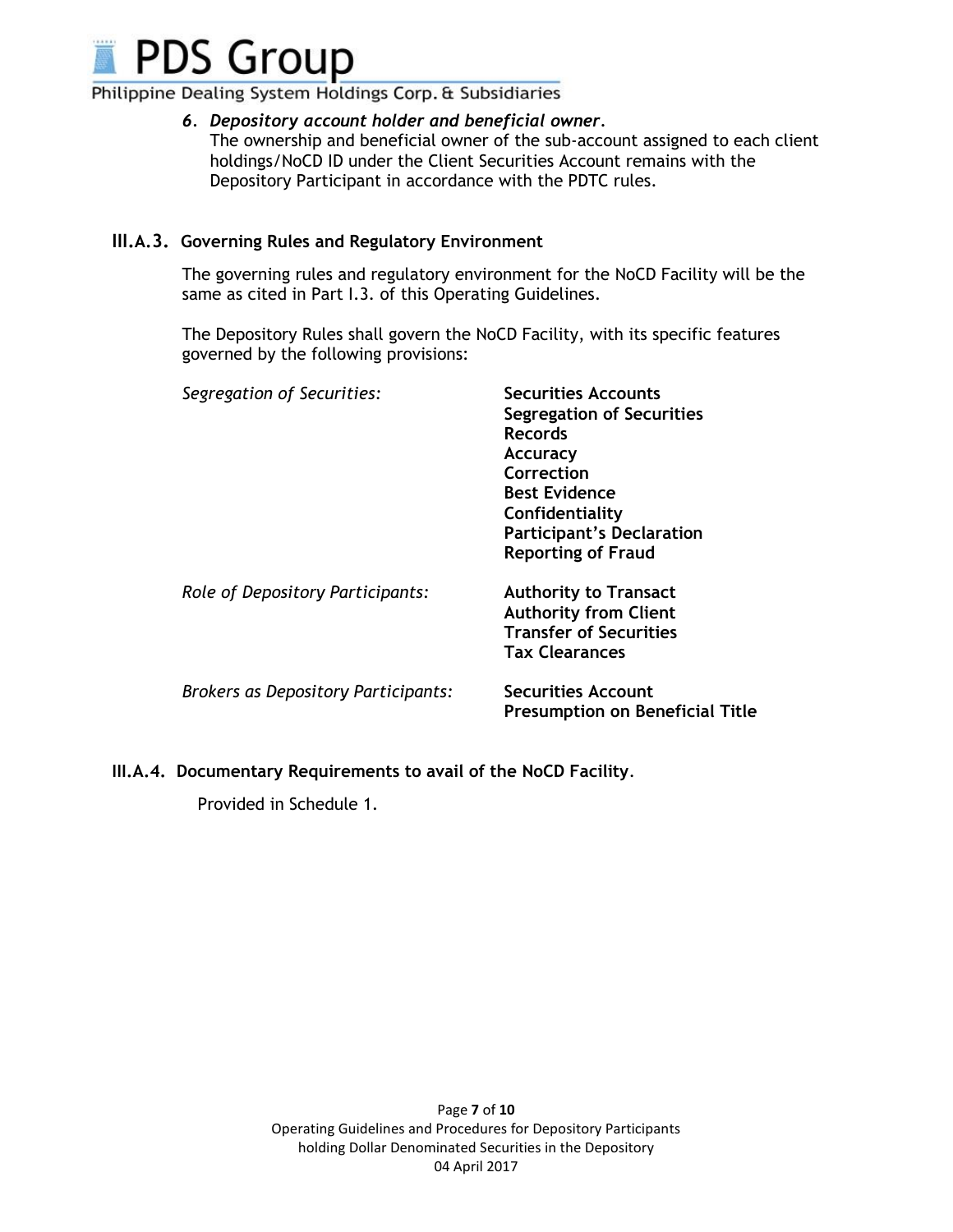6. ***Depository account holder and beneficial owner.***
   The ownership and beneficial owner of the sub-account assigned to each client holdings/NoCD ID under the Client Securities Account remains with the Depository Participant in accordance with the PDTC rules.

### III.A.3. Governing Rules and Regulatory Environment

The governing rules and regulatory environment for the NoCD Facility will be the same as cited in Part I.3. of this Operating Guidelines.

The Depository Rules shall govern the NoCD Facility, with its specific features governed by the following provisions:

| | |
|---|---|
| *Segregation of Securities:* | **Securities Accounts**<br>**Segregation of Securities**<br>**Records**<br>**Accuracy**<br>**Correction**<br>**Best Evidence**<br>**Confidentiality**<br>**Participant's Declaration**<br>**Reporting of Fraud** |
| *Role of Depository Participants:* | **Authority to Transact**<br>**Authority from Client**<br>**Transfer of Securities**<br>**Tax Clearances** |
| *Brokers as Depository Participants:* | **Securities Account**<br>**Presumption on Beneficial Title** |

### III.A.4. Documentary Requirements to avail of the NoCD Facility.

Provided in Schedule 1.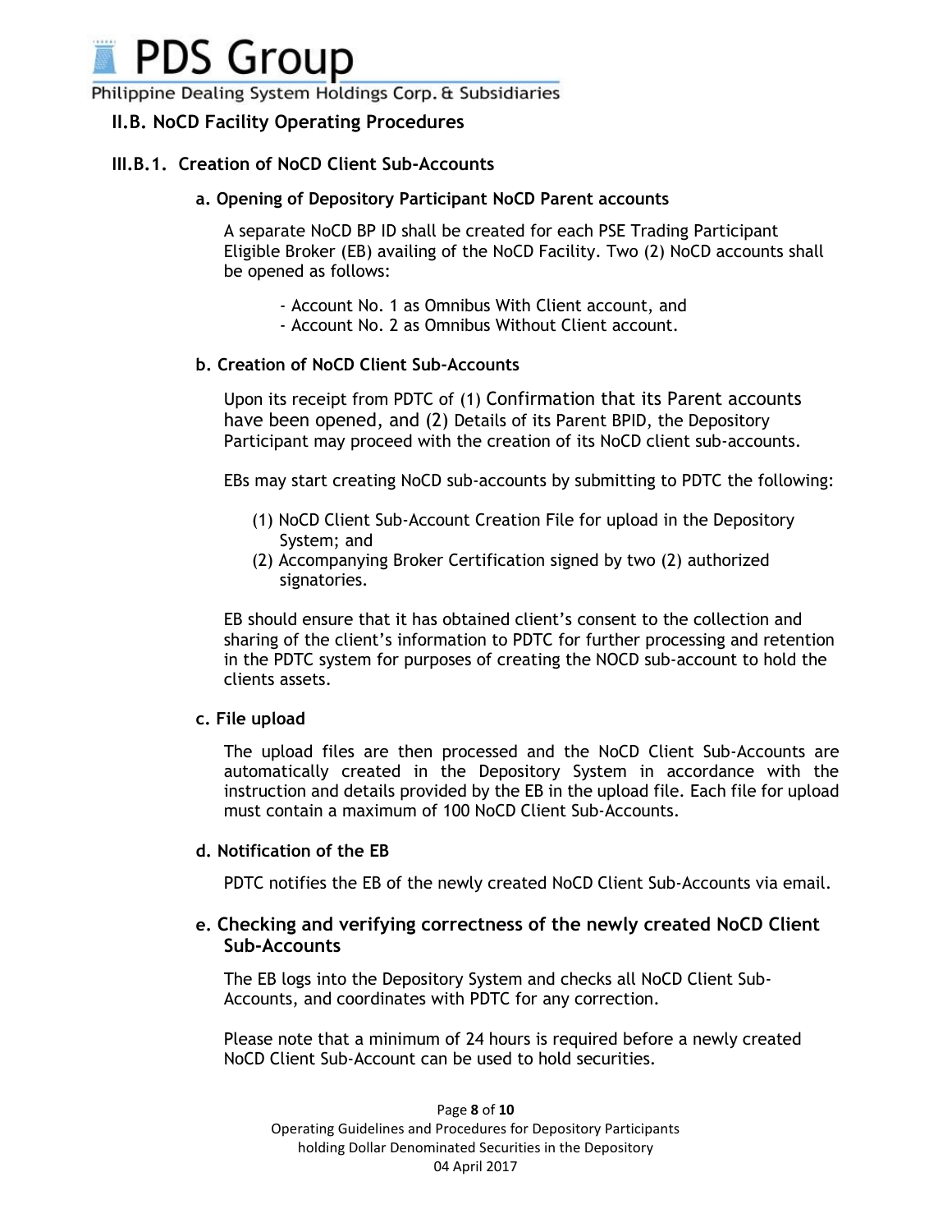## II.B. NoCD Facility Operating Procedures

### III.B.1. Creation of NoCD Client Sub-Accounts

#### a. Opening of Depository Participant NoCD Parent accounts

A separate NoCD BP ID shall be created for each PSE Trading Participant Eligible Broker (EB) availing of the NoCD Facility. Two (2) NoCD accounts shall be opened as follows:

- Account No. 1 as Omnibus With Client account, and
- Account No. 2 as Omnibus Without Client account.

#### b. Creation of NoCD Client Sub-Accounts

Upon its receipt from PDTC of (1) Confirmation that its Parent accounts have been opened, and (2) Details of its Parent BPID, the Depository Participant may proceed with the creation of its NoCD client sub-accounts.

EBs may start creating NoCD sub-accounts by submitting to PDTC the following:

(1) NoCD Client Sub-Account Creation File for upload in the Depository System; and
(2) Accompanying Broker Certification signed by two (2) authorized signatories.

EB should ensure that it has obtained client's consent to the collection and sharing of the client's information to PDTC for further processing and retention in the PDTC system for purposes of creating the NOCD sub-account to hold the clients assets.

#### c. File upload

The upload files are then processed and the NoCD Client Sub-Accounts are automatically created in the Depository System in accordance with the instruction and details provided by the EB in the upload file. Each file for upload must contain a maximum of 100 NoCD Client Sub-Accounts.

#### d. Notification of the EB

PDTC notifies the EB of the newly created NoCD Client Sub-Accounts via email.

#### e. Checking and verifying correctness of the newly created NoCD Client Sub-Accounts

The EB logs into the Depository System and checks all NoCD Client Sub-Accounts, and coordinates with PDTC for any correction.

Please note that a minimum of 24 hours is required before a newly created NoCD Client Sub-Account can be used to hold securities.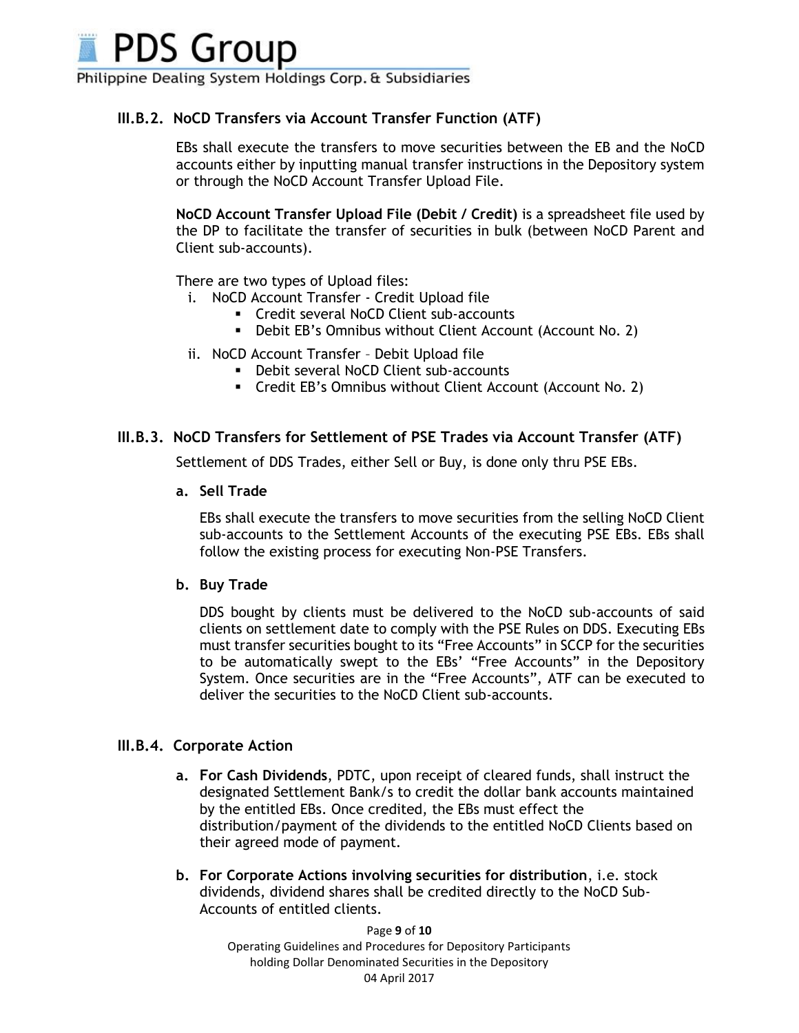### III.B.2. NoCD Transfers via Account Transfer Function (ATF)

EBs shall execute the transfers to move securities between the EB and the NoCD accounts either by inputting manual transfer instructions in the Depository system or through the NoCD Account Transfer Upload File.

**NoCD Account Transfer Upload File (Debit / Credit)** is a spreadsheet file used by the DP to facilitate the transfer of securities in bulk (between NoCD Parent and Client sub-accounts).

There are two types of Upload files:

i. NoCD Account Transfer - Credit Upload file
   - Credit several NoCD Client sub-accounts
   - Debit EB's Omnibus without Client Account (Account No. 2)

ii. NoCD Account Transfer – Debit Upload file
   - Debit several NoCD Client sub-accounts
   - Credit EB's Omnibus without Client Account (Account No. 2)

### III.B.3. NoCD Transfers for Settlement of PSE Trades via Account Transfer (ATF)

Settlement of DDS Trades, either Sell or Buy, is done only thru PSE EBs.

**a. Sell Trade**

EBs shall execute the transfers to move securities from the selling NoCD Client sub-accounts to the Settlement Accounts of the executing PSE EBs. EBs shall follow the existing process for executing Non-PSE Transfers.

**b. Buy Trade**

DDS bought by clients must be delivered to the NoCD sub-accounts of said clients on settlement date to comply with the PSE Rules on DDS. Executing EBs must transfer securities bought to its "Free Accounts" in SCCP for the securities to be automatically swept to the EBs' "Free Accounts" in the Depository System. Once securities are in the "Free Accounts", ATF can be executed to deliver the securities to the NoCD Client sub-accounts.

### III.B.4. Corporate Action

**a. For Cash Dividends**, PDTC, upon receipt of cleared funds, shall instruct the designated Settlement Bank/s to credit the dollar bank accounts maintained by the entitled EBs. Once credited, the EBs must effect the distribution/payment of the dividends to the entitled NoCD Clients based on their agreed mode of payment.

**b. For Corporate Actions involving securities for distribution**, i.e. stock dividends, dividend shares shall be credited directly to the NoCD Sub-Accounts of entitled clients.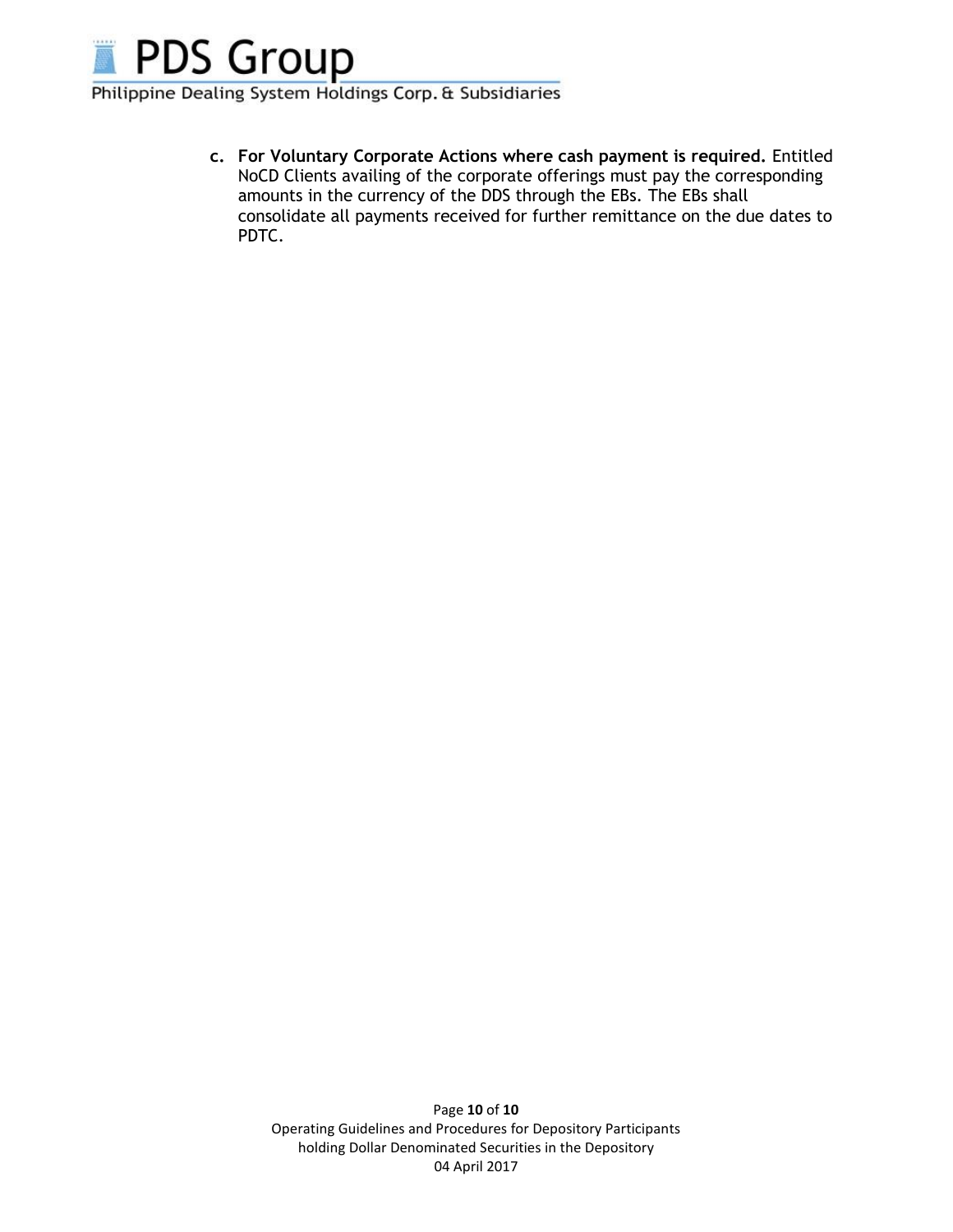c. **For Voluntary Corporate Actions where cash payment is required.** Entitled NoCD Clients availing of the corporate offerings must pay the corresponding amounts in the currency of the DDS through the EBs. The EBs shall consolidate all payments received for further remittance on the due dates to PDTC.